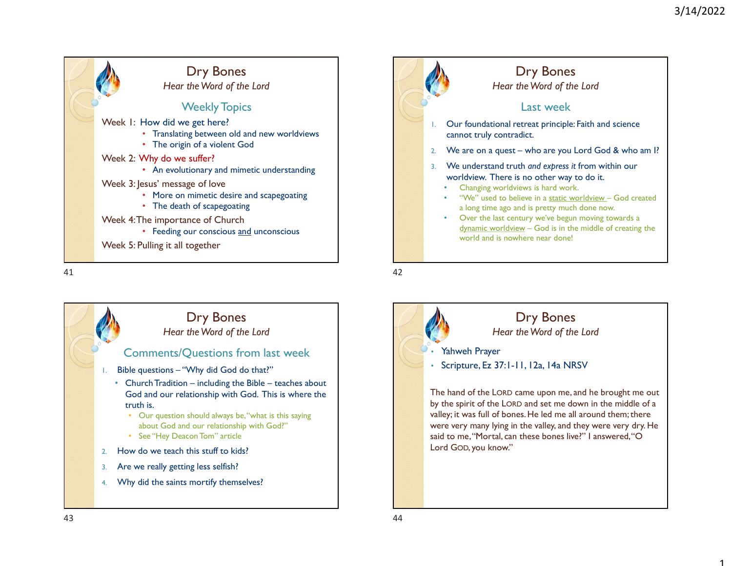## Dry Bones

*Hear the Word of the Lord*

### Weekly Topics

Week 1: How did we get here?

- Translating between old and new worldviews
- The origin of a violent God

Week 2: Why do we suffer?

- An evolutionary and mimetic understanding

Week 3: Jesus' message of love

- More on mimetic desire and scapegoating
- The death of scapegoating

Week 4: The importance of Church

- Feeding our conscious and unconscious

Week 5: Pulling it all together

## Dry Bones

*Hear the Word of the Lord*

### Last week

1. Our foundational retreat principle: Faith and science cannot truly contradict.
2. We are on a quest – who are you Lord God & who am I?
3. We understand truth *and express it* from within our worldview. There is no other way to do it.
   - Changing worldviews is hard work.
   - "We" used to believe in a static worldview – God created a long time ago and is pretty much done now.
   - Over the last century we've begun moving towards a dynamic worldview – God is in the middle of creating the world and is nowhere near done!

## Dry Bones

*Hear the Word of the Lord*

### Comments/Questions from last week

1. Bible questions – "Why did God do that?"
   - Church Tradition – including the Bible – teaches about God and our relationship with God. This is where the truth is.
     - Our question should always be, "what is this saying about God and our relationship with God?"
     - See "Hey Deacon Tom" article
2. How do we teach this stuff to kids?
3. Are we really getting less selfish?
4. Why did the saints mortify themselves?

## Dry Bones

*Hear the Word of the Lord*

- Yahweh Prayer
- Scripture, Ez 37:1-11, 12a, 14a NRSV

The hand of the LORD came upon me, and he brought me out by the spirit of the LORD and set me down in the middle of a valley; it was full of bones. He led me all around them; there were very many lying in the valley, and they were very dry. He said to me, "Mortal, can these bones live?" I answered, "O Lord GOD, you know."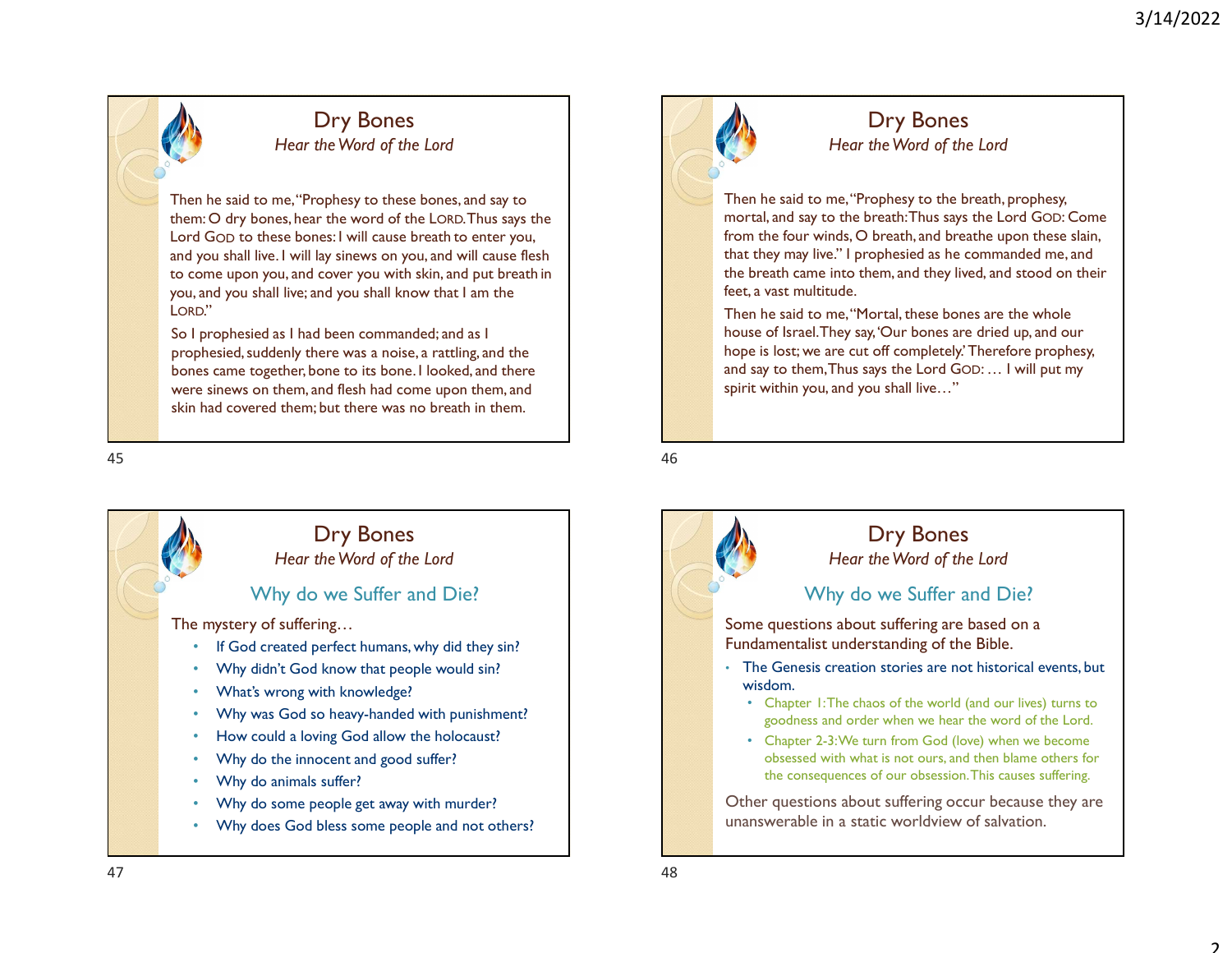## Dry Bones

*Hear the Word of the Lord*

Then he said to me, "Prophesy to these bones, and say to them: O dry bones, hear the word of the LORD. Thus says the Lord GOD to these bones: I will cause breath to enter you, and you shall live. I will lay sinews on you, and will cause flesh to come upon you, and cover you with skin, and put breath in you, and you shall live; and you shall know that I am the LORD."

So I prophesied as I had been commanded; and as I prophesied, suddenly there was a noise, a rattling, and the bones came together, bone to its bone. I looked, and there were sinews on them, and flesh had come upon them, and skin had covered them; but there was no breath in them.

## Dry Bones

*Hear the Word of the Lord*

Then he said to me, "Prophesy to the breath, prophesy, mortal, and say to the breath: Thus says the Lord GOD: Come from the four winds, O breath, and breathe upon these slain, that they may live." I prophesied as he commanded me, and the breath came into them, and they lived, and stood on their feet, a vast multitude.

Then he said to me, "Mortal, these bones are the whole house of Israel. They say, 'Our bones are dried up, and our hope is lost; we are cut off completely.' Therefore prophesy, and say to them, Thus says the Lord GOD: … I will put my spirit within you, and you shall live…"

## Dry Bones

*Hear the Word of the Lord*

### Why do we Suffer and Die?

The mystery of suffering…

- If God created perfect humans, why did they sin?
- Why didn't God know that people would sin?
- What's wrong with knowledge?
- Why was God so heavy-handed with punishment?
- How could a loving God allow the holocaust?
- Why do the innocent and good suffer?
- Why do animals suffer?
- Why do some people get away with murder?
- Why does God bless some people and not others?

## Dry Bones

*Hear the Word of the Lord*

### Why do we Suffer and Die?

Some questions about suffering are based on a Fundamentalist understanding of the Bible.

- The Genesis creation stories are not historical events, but wisdom.
  - Chapter 1: The chaos of the world (and our lives) turns to goodness and order when we hear the word of the Lord.
  - Chapter 2-3: We turn from God (love) when we become obsessed with what is not ours, and then blame others for the consequences of our obsession. This causes suffering.

Other questions about suffering occur because they are unanswerable in a static worldview of salvation.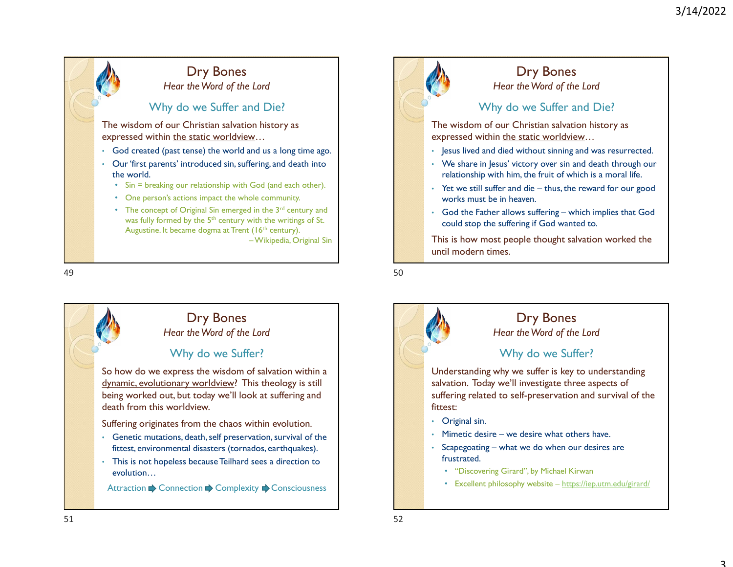## Dry Bones

*Hear the Word of the Lord*

### Why do we Suffer and Die?

The wisdom of our Christian salvation history as expressed within the static worldview…

- God created (past tense) the world and us a long time ago.
- Our 'first parents' introduced sin, suffering, and death into the world.
  - Sin = breaking our relationship with God (and each other).
  - One person's actions impact the whole community.
  - The concept of Original Sin emerged in the 3rd century and was fully formed by the 5th century with the writings of St. Augustine. It became dogma at Trent (16th century).
    – Wikipedia, Original Sin

## Dry Bones

*Hear the Word of the Lord*

### Why do we Suffer and Die?

The wisdom of our Christian salvation history as expressed within the static worldview…

- Jesus lived and died without sinning and was resurrected.
- We share in Jesus' victory over sin and death through our relationship with him, the fruit of which is a moral life.
- Yet we still suffer and die – thus, the reward for our good works must be in heaven.
- God the Father allows suffering – which implies that God could stop the suffering if God wanted to.

This is how most people thought salvation worked the until modern times.

## Dry Bones

*Hear the Word of the Lord*

### Why do we Suffer?

So how do we express the wisdom of salvation within a dynamic, evolutionary worldview? This theology is still being worked out, but today we'll look at suffering and death from this worldview.

Suffering originates from the chaos within evolution.

- Genetic mutations, death, self preservation, survival of the fittest, environmental disasters (tornados, earthquakes).
- This is not hopeless because Teilhard sees a direction to evolution…

Attraction ➡ Connection ➡ Complexity ➡ Consciousness

## Dry Bones

*Hear the Word of the Lord*

### Why do we Suffer?

Understanding why we suffer is key to understanding salvation. Today we'll investigate three aspects of suffering related to self-preservation and survival of the fittest:

- Original sin.
- Mimetic desire – we desire what others have.
- Scapegoating – what we do when our desires are frustrated.
  - "Discovering Girard", by Michael Kirwan
  - Excellent philosophy website – https://iep.utm.edu/girard/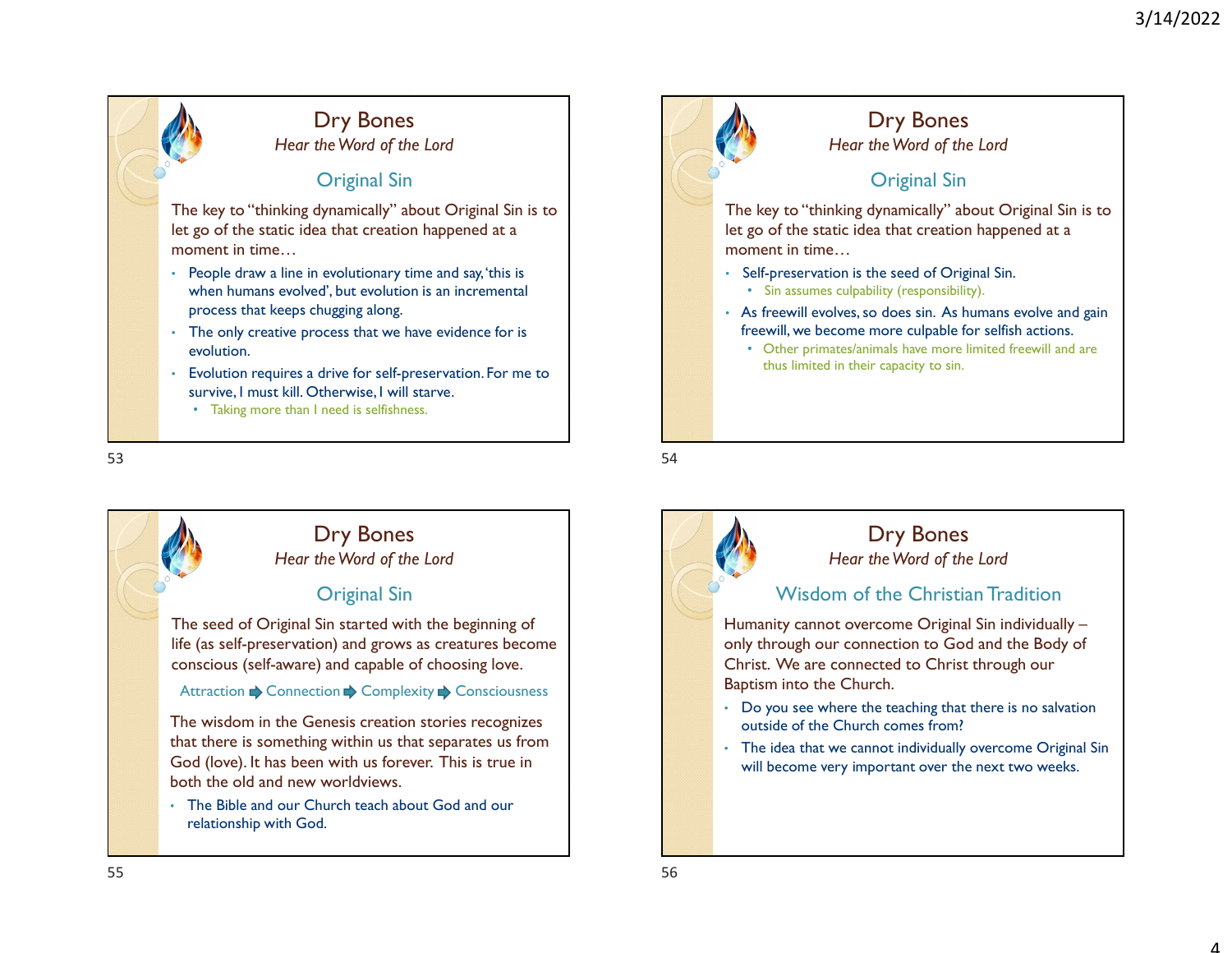## Dry Bones

*Hear the Word of the Lord*

### Original Sin

The key to "thinking dynamically" about Original Sin is to let go of the static idea that creation happened at a moment in time…

- People draw a line in evolutionary time and say, 'this is when humans evolved', but evolution is an incremental process that keeps chugging along.
- The only creative process that we have evidence for is evolution.
- Evolution requires a drive for self-preservation. For me to survive, I must kill. Otherwise, I will starve.
  - Taking more than I need is selfishness.

## Dry Bones

*Hear the Word of the Lord*

### Original Sin

The key to "thinking dynamically" about Original Sin is to let go of the static idea that creation happened at a moment in time…

- Self-preservation is the seed of Original Sin.
  - Sin assumes culpability (responsibility).
- As freewill evolves, so does sin. As humans evolve and gain freewill, we become more culpable for selfish actions.
  - Other primates/animals have more limited freewill and are thus limited in their capacity to sin.

## Dry Bones

*Hear the Word of the Lord*

### Original Sin

The seed of Original Sin started with the beginning of life (as self-preservation) and grows as creatures become conscious (self-aware) and capable of choosing love.

Attraction ➡ Connection ➡ Complexity ➡ Consciousness

The wisdom in the Genesis creation stories recognizes that there is something within us that separates us from God (love). It has been with us forever. This is true in both the old and new worldviews.

- The Bible and our Church teach about God and our relationship with God.

## Dry Bones

*Hear the Word of the Lord*

### Wisdom of the Christian Tradition

Humanity cannot overcome Original Sin individually – only through our connection to God and the Body of Christ. We are connected to Christ through our Baptism into the Church.

- Do you see where the teaching that there is no salvation outside of the Church comes from?
- The idea that we cannot individually overcome Original Sin will become very important over the next two weeks.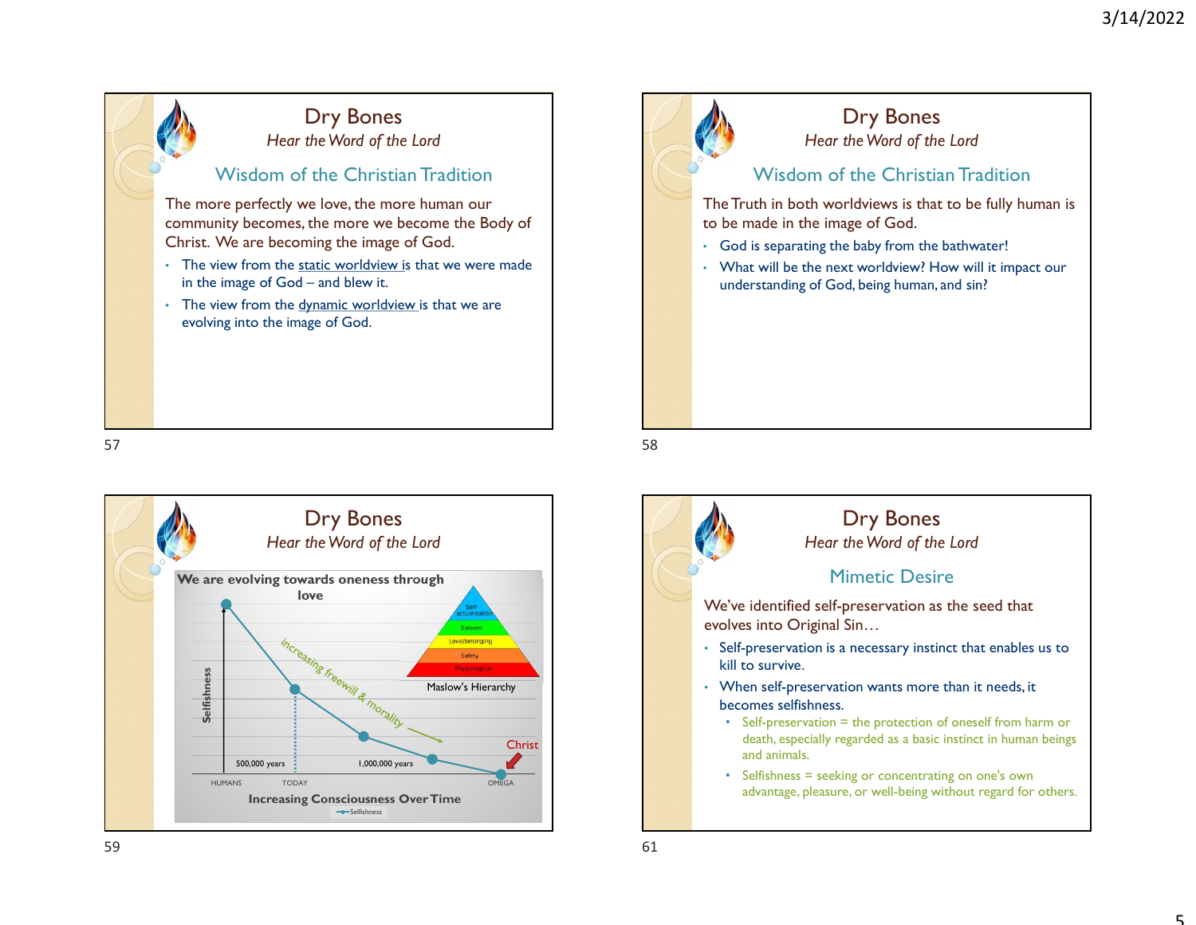## Dry Bones

*Hear the Word of the Lord*

### Wisdom of the Christian Tradition

The more perfectly we love, the more human our community becomes, the more we become the Body of Christ. We are becoming the image of God.

- The view from the static worldview is that we were made in the image of God – and blew it.
- The view from the dynamic worldview is that we are evolving into the image of God.

## Dry Bones

*Hear the Word of the Lord*

### Wisdom of the Christian Tradition

The Truth in both worldviews is that to be fully human is to be made in the image of God.

- God is separating the baby from the bathwater!
- What will be the next worldview? How will it impact our understanding of God, being human, and sin?

## Dry Bones

*Hear the Word of the Lord*

**We are evolving towards oneness through love**

Selfishness

increasing freewill & morality

Maslow's Hierarchy: Self-actualization, Esteem, Love/belonging, Safety, Physiological

Christ

500,000 years — 1,000,000 years

HUMANS — TODAY — OMEGA

**Increasing Consciousness Over Time**

Selfishness

## Dry Bones

*Hear the Word of the Lord*

### Mimetic Desire

We've identified self-preservation as the seed that evolves into Original Sin…

- Self-preservation is a necessary instinct that enables us to kill to survive.
- When self-preservation wants more than it needs, it becomes selfishness.
  - Self-preservation = the protection of oneself from harm or death, especially regarded as a basic instinct in human beings and animals.
  - Selfishness = seeking or concentrating on one's own advantage, pleasure, or well-being without regard for others.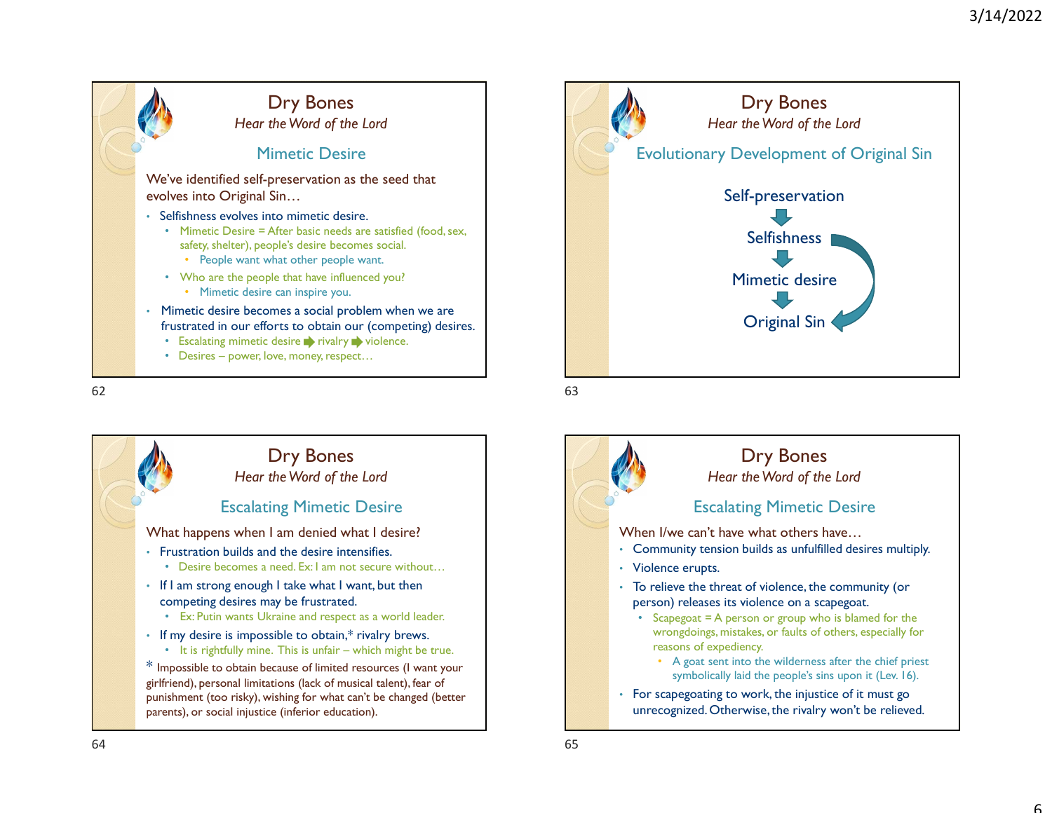## Dry Bones
*Hear the Word of the Lord*

### Mimetic Desire

We've identified self-preservation as the seed that evolves into Original Sin…

- Selfishness evolves into mimetic desire.
  - Mimetic Desire = After basic needs are satisfied (food, sex, safety, shelter), people's desire becomes social.
    - People want what other people want.
  - Who are the people that have influenced you?
    - Mimetic desire can inspire you.
- Mimetic desire becomes a social problem when we are frustrated in our efforts to obtain our (competing) desires.
  - Escalating mimetic desire ➡ rivalry ➡ violence.
  - Desires – power, love, money, respect…

## Dry Bones
*Hear the Word of the Lord*

### Evolutionary Development of Original Sin

Self-preservation

Selfishness

Mimetic desire

Original Sin

## Dry Bones
*Hear the Word of the Lord*

### Escalating Mimetic Desire

What happens when I am denied what I desire?

- Frustration builds and the desire intensifies.
  - Desire becomes a need. Ex: I am not secure without…
- If I am strong enough I take what I want, but then competing desires may be frustrated.
  - Ex: Putin wants Ukraine and respect as a world leader.
- If my desire is impossible to obtain,* rivalry brews.
  - It is rightfully mine. This is unfair – which might be true.

* Impossible to obtain because of limited resources (I want your girlfriend), personal limitations (lack of musical talent), fear of punishment (too risky), wishing for what can't be changed (better parents), or social injustice (inferior education).

## Dry Bones
*Hear the Word of the Lord*

### Escalating Mimetic Desire

When I/we can't have what others have…

- Community tension builds as unfulfilled desires multiply.
- Violence erupts.
- To relieve the threat of violence, the community (or person) releases its violence on a scapegoat.
  - Scapegoat = A person or group who is blamed for the wrongdoings, mistakes, or faults of others, especially for reasons of expediency.
    - A goat sent into the wilderness after the chief priest symbolically laid the people's sins upon it (Lev. 16).
- For scapegoating to work, the injustice of it must go unrecognized. Otherwise, the rivalry won't be relieved.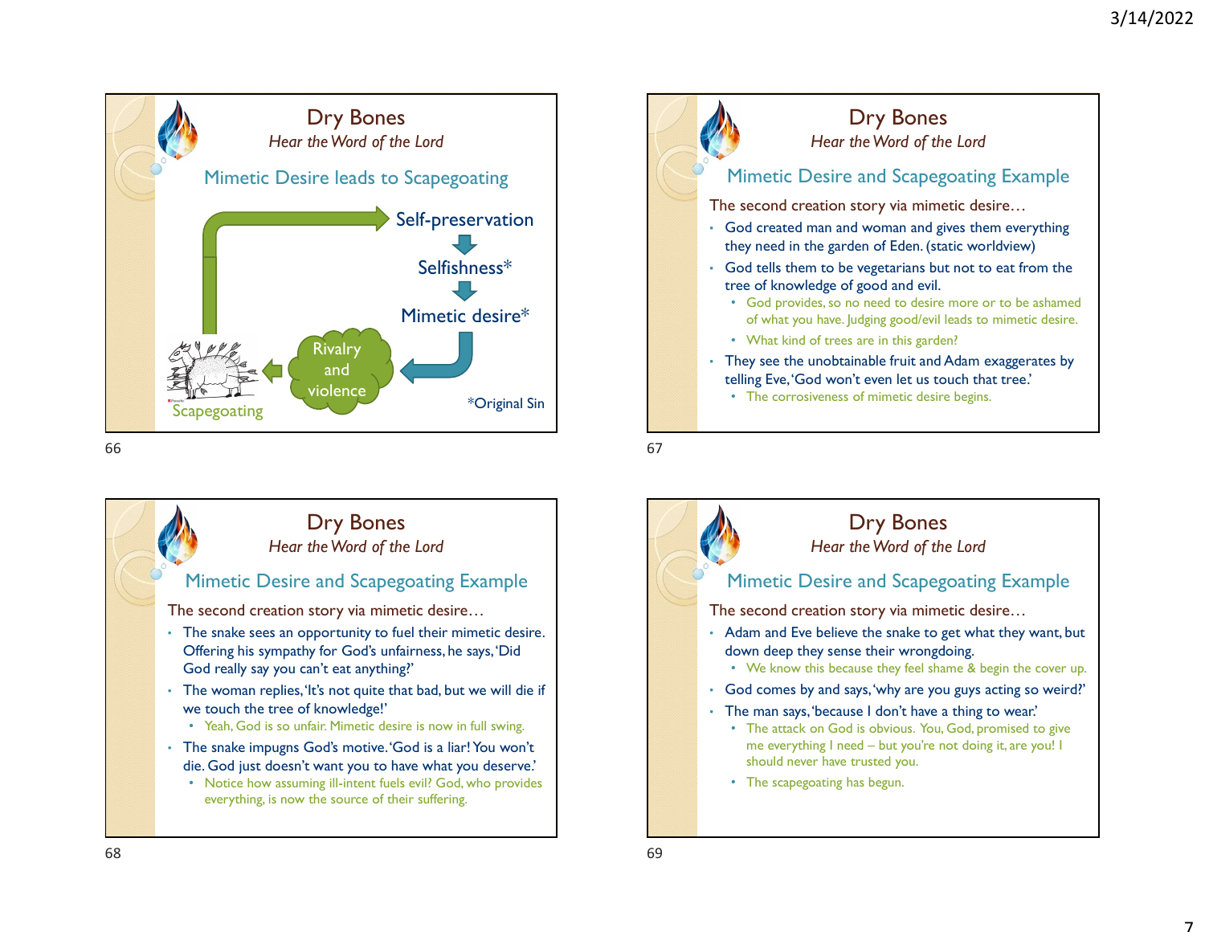## Dry Bones
*Hear the Word of the Lord*

### Mimetic Desire leads to Scapegoating

Self-preservation

Selfishness*

Mimetic desire*

Rivalry and violence

Scapegoating

*Original Sin

## Dry Bones
*Hear the Word of the Lord*

### Mimetic Desire and Scapegoating Example

The second creation story via mimetic desire…

- God created man and woman and gives them everything they need in the garden of Eden. (static worldview)
- God tells them to be vegetarians but not to eat from the tree of knowledge of good and evil.
  - God provides, so no need to desire more or to be ashamed of what you have. Judging good/evil leads to mimetic desire.
  - What kind of trees are in this garden?
- They see the unobtainable fruit and Adam exaggerates by telling Eve, 'God won't even let us touch that tree.'
  - The corrosiveness of mimetic desire begins.

## Dry Bones
*Hear the Word of the Lord*

### Mimetic Desire and Scapegoating Example

The second creation story via mimetic desire…

- The snake sees an opportunity to fuel their mimetic desire. Offering his sympathy for God's unfairness, he says, 'Did God really say you can't eat anything?'
- The woman replies, 'It's not quite that bad, but we will die if we touch the tree of knowledge!'
  - Yeah, God is so unfair. Mimetic desire is now in full swing.
- The snake impugns God's motive. 'God is a liar! You won't die. God just doesn't want you to have what you deserve.'
  - Notice how assuming ill-intent fuels evil? God, who provides everything, is now the source of their suffering.

## Dry Bones
*Hear the Word of the Lord*

### Mimetic Desire and Scapegoating Example

The second creation story via mimetic desire…

- Adam and Eve believe the snake to get what they want, but down deep they sense their wrongdoing.
  - We know this because they feel shame & begin the cover up.
- God comes by and says, 'why are you guys acting so weird?'
- The man says, 'because I don't have a thing to wear.'
  - The attack on God is obvious. You, God, promised to give me everything I need – but you're not doing it, are you! I should never have trusted you.
  - The scapegoating has begun.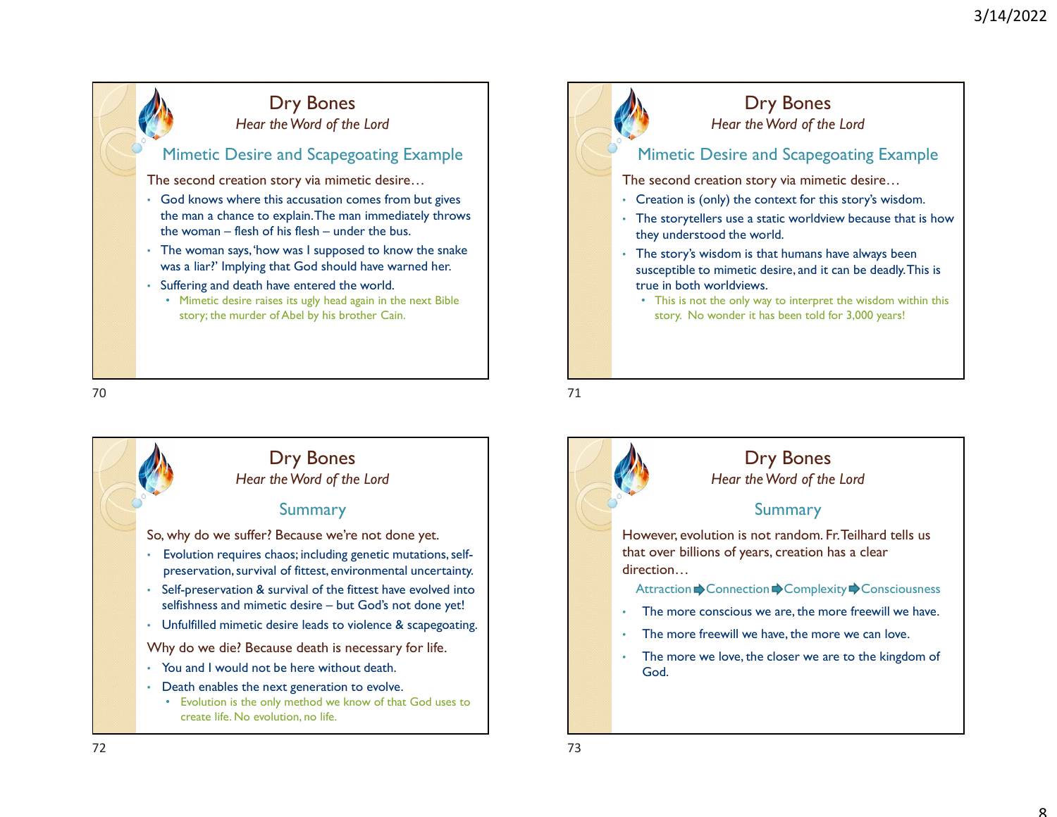# Dry Bones

*Hear the Word of the Lord*

## Mimetic Desire and Scapegoating Example

The second creation story via mimetic desire…

- God knows where this accusation comes from but gives the man a chance to explain. The man immediately throws the woman – flesh of his flesh – under the bus.
- The woman says, 'how was I supposed to know the snake was a liar?' Implying that God should have warned her.
- Suffering and death have entered the world.
  - Mimetic desire raises its ugly head again in the next Bible story; the murder of Abel by his brother Cain.

# Dry Bones

*Hear the Word of the Lord*

## Mimetic Desire and Scapegoating Example

The second creation story via mimetic desire…

- Creation is (only) the context for this story's wisdom.
- The storytellers use a static worldview because that is how they understood the world.
- The story's wisdom is that humans have always been susceptible to mimetic desire, and it can be deadly. This is true in both worldviews.
  - This is not the only way to interpret the wisdom within this story. No wonder it has been told for 3,000 years!

# Dry Bones

*Hear the Word of the Lord*

## Summary

So, why do we suffer? Because we're not done yet.

- Evolution requires chaos; including genetic mutations, self-preservation, survival of fittest, environmental uncertainty.
- Self-preservation & survival of the fittest have evolved into selfishness and mimetic desire – but God's not done yet!
- Unfulfilled mimetic desire leads to violence & scapegoating.

Why do we die? Because death is necessary for life.

- You and I would not be here without death.
- Death enables the next generation to evolve.
  - Evolution is the only method we know of that God uses to create life. No evolution, no life.

# Dry Bones

*Hear the Word of the Lord*

## Summary

However, evolution is not random. Fr. Teilhard tells us that over billions of years, creation has a clear direction…

Attraction ➡ Connection ➡ Complexity ➡ Consciousness

- The more conscious we are, the more freewill we have.
- The more freewill we have, the more we can love.
- The more we love, the closer we are to the kingdom of God.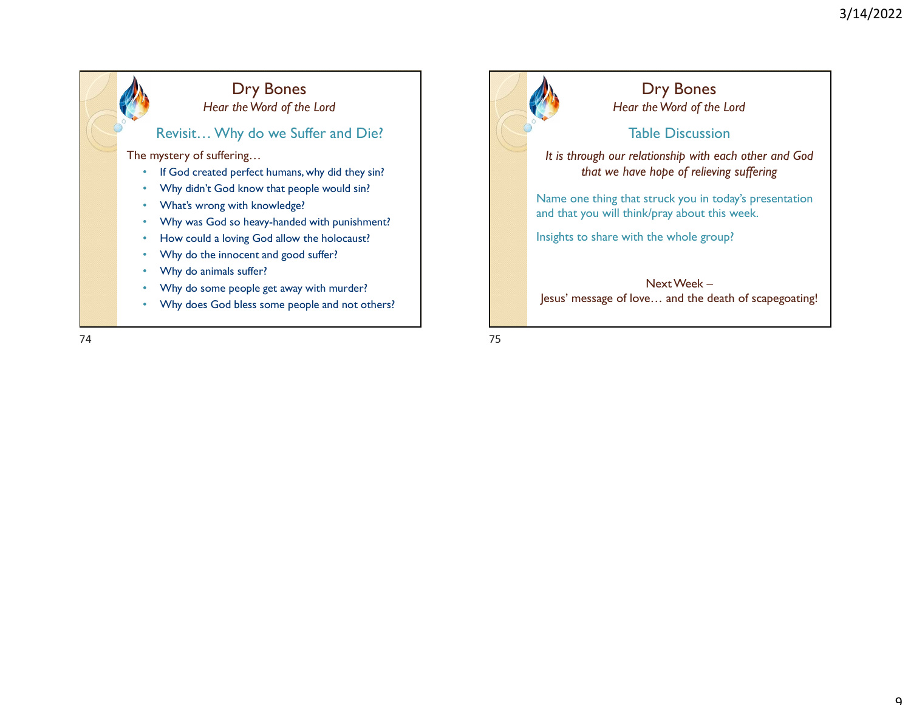## Dry Bones

*Hear the Word of the Lord*

### Revisit… Why do we Suffer and Die?

The mystery of suffering…

- If God created perfect humans, why did they sin?
- Why didn't God know that people would sin?
- What's wrong with knowledge?
- Why was God so heavy-handed with punishment?
- How could a loving God allow the holocaust?
- Why do the innocent and good suffer?
- Why do animals suffer?
- Why do some people get away with murder?
- Why does God bless some people and not others?

## Dry Bones

*Hear the Word of the Lord*

### Table Discussion

*It is through our relationship with each other and God that we have hope of relieving suffering*

Name one thing that struck you in today's presentation and that you will think/pray about this week.

Insights to share with the whole group?

Next Week –
Jesus' message of love… and the death of scapegoating!